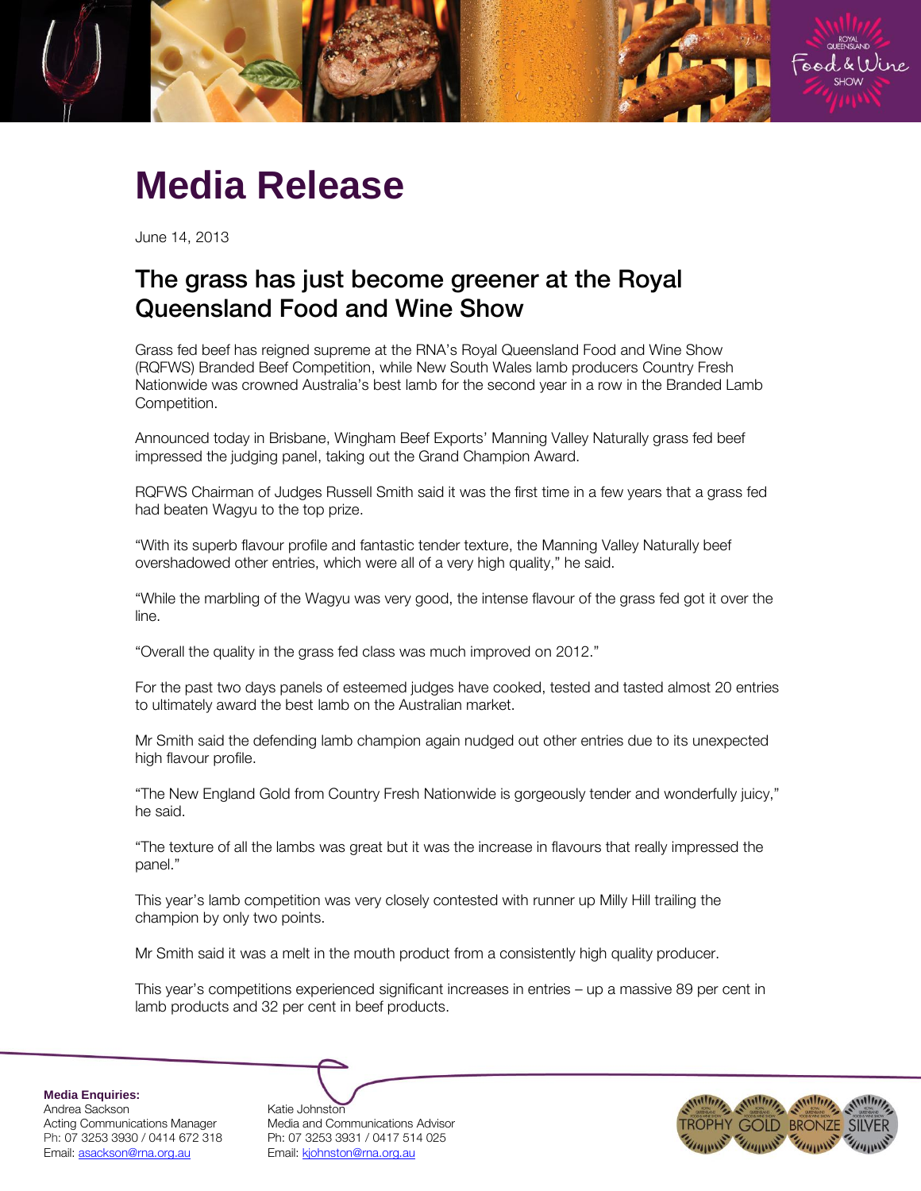# Media Release

June 14, 2013

## The grass has just become greener at the Royal Queensland Food and Wine Show

Grass fed beef has reigned supreme at the RNA's Royal Queensland Food and Wine Show (RQFWS) Branded Beef Competition, while New South Wales lamb producers Country Fresh Nationwide was crowned Australia's best lamb for the second year in a row in the Branded Lamb Competition.

Announced today in Brisbane, Wingham Beef Exports' Manning Valley Naturally grass fed beef impressed the judging panel, taking out the Grand Champion Award.

RQFWS Chairman of Judges Russell Smith said it was the first time in a few years that a grass fed had beaten Wagyu to the top prize.

"With its superb flavour profile and fantastic tender texture, the Manning Valley Naturally beef overshadowed other entries, which were all of a very high quality," he said.

"While the marbling of the Wagyu was very good, the intense flavour of the grass fed got it over the line.

"Overall the quality in the grass fed class was much improved on 2012."

For the past two days panels of esteemed judges have cooked, tested and tasted almost 20 entries to ultimately award the best lamb on the Australian market.

Mr Smith said the defending lamb champion again nudged out other entries due to its unexpected high flavour profile.

"The New England Gold from Country Fresh Nationwide is gorgeously tender and wonderfully juicy," he said.

"The texture of all the lambs was great but it was the increase in flavours that really impressed the panel."

This year's lamb competition was very closely contested with runner up Milly Hill trailing the champion by only two points.

Mr Smith said it was a melt in the mouth product from a consistently high quality producer.

This year's competitions experienced significant increases in entries – up a massive 89 per cent in lamb products and 32 per cent in beef products.

**Media Enquiries:**

Andrea Sackson
Acting Communications Manager
Ph: 07 3253 3930 / 0414 672 318
Email: asackson@rna.org.au

Katie Johnston
Media and Communications Advisor
Ph: 07 3253 3931 / 0417 514 025
Email: kjohnston@rna.org.au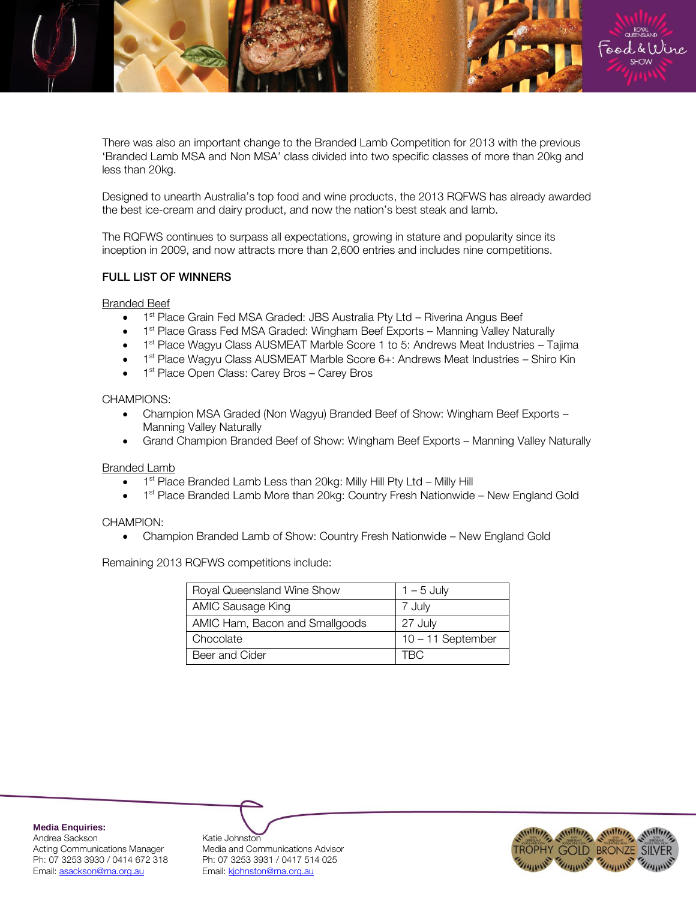There was also an important change to the Branded Lamb Competition for 2013 with the previous 'Branded Lamb MSA and Non MSA' class divided into two specific classes of more than 20kg and less than 20kg.

Designed to unearth Australia's top food and wine products, the 2013 RQFWS has already awarded the best ice-cream and dairy product, and now the nation's best steak and lamb.

The RQFWS continues to surpass all expectations, growing in stature and popularity since its inception in 2009, and now attracts more than 2,600 entries and includes nine competitions.

**FULL LIST OF WINNERS**

Branded Beef

- 1st Place Grain Fed MSA Graded: JBS Australia Pty Ltd – Riverina Angus Beef
- 1st Place Grass Fed MSA Graded: Wingham Beef Exports – Manning Valley Naturally
- 1st Place Wagyu Class AUSMEAT Marble Score 1 to 5: Andrews Meat Industries – Tajima
- 1st Place Wagyu Class AUSMEAT Marble Score 6+: Andrews Meat Industries – Shiro Kin
- 1st Place Open Class: Carey Bros – Carey Bros

CHAMPIONS:

- Champion MSA Graded (Non Wagyu) Branded Beef of Show: Wingham Beef Exports – Manning Valley Naturally
- Grand Champion Branded Beef of Show: Wingham Beef Exports – Manning Valley Naturally

Branded Lamb

- 1st Place Branded Lamb Less than 20kg: Milly Hill Pty Ltd – Milly Hill
- 1st Place Branded Lamb More than 20kg: Country Fresh Nationwide – New England Gold

CHAMPION:

- Champion Branded Lamb of Show: Country Fresh Nationwide – New England Gold

Remaining 2013 RQFWS competitions include:

| | |
|---|---|
| Royal Queensland Wine Show | 1 – 5 July |
| AMIC Sausage King | 7 July |
| AMIC Ham, Bacon and Smallgoods | 27 July |
| Chocolate | 10 – 11 September |
| Beer and Cider | TBC |

**Media Enquiries:**
Andrea Sackson
Acting Communications Manager
Ph: 07 3253 3930 / 0414 672 318
Email: asackson@rna.org.au

Katie Johnston
Media and Communications Advisor
Ph: 07 3253 3931 / 0417 514 025
Email: kjohnston@rna.org.au